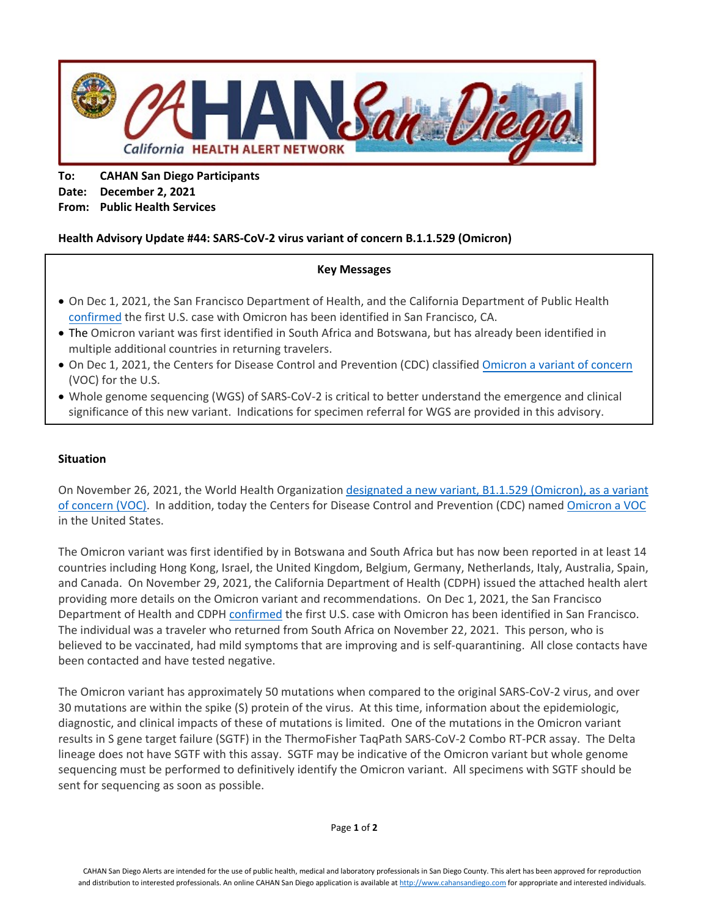**To:** CAHAN San Diego Participants
**Date:** December 2, 2021
**From:** Public Health Services

**Health Advisory Update #44: SARS-CoV-2 virus variant of concern B.1.1.529 (Omicron)**

**Key Messages**

- On Dec 1, 2021, the San Francisco Department of Health, and the California Department of Public Health confirmed the first U.S. case with Omicron has been identified in San Francisco, CA.
- The Omicron variant was first identified in South Africa and Botswana, but has already been identified in multiple additional countries in returning travelers.
- On Dec 1, 2021, the Centers for Disease Control and Prevention (CDC) classified Omicron a variant of concern (VOC) for the U.S.
- Whole genome sequencing (WGS) of SARS-CoV-2 is critical to better understand the emergence and clinical significance of this new variant. Indications for specimen referral for WGS are provided in this advisory.

### Situation

On November 26, 2021, the World Health Organization designated a new variant, B1.1.529 (Omicron), as a variant of concern (VOC). In addition, today the Centers for Disease Control and Prevention (CDC) named Omicron a VOC in the United States.

The Omicron variant was first identified by in Botswana and South Africa but has now been reported in at least 14 countries including Hong Kong, Israel, the United Kingdom, Belgium, Germany, Netherlands, Italy, Australia, Spain, and Canada. On November 29, 2021, the California Department of Health (CDPH) issued the attached health alert providing more details on the Omicron variant and recommendations. On Dec 1, 2021, the San Francisco Department of Health and CDPH confirmed the first U.S. case with Omicron has been identified in San Francisco. The individual was a traveler who returned from South Africa on November 22, 2021. This person, who is believed to be vaccinated, had mild symptoms that are improving and is self-quarantining. All close contacts have been contacted and have tested negative.

The Omicron variant has approximately 50 mutations when compared to the original SARS-CoV-2 virus, and over 30 mutations are within the spike (S) protein of the virus. At this time, information about the epidemiologic, diagnostic, and clinical impacts of these of mutations is limited. One of the mutations in the Omicron variant results in S gene target failure (SGTF) in the ThermoFisher TaqPath SARS-CoV-2 Combo RT-PCR assay. The Delta lineage does not have SGTF with this assay. SGTF may be indicative of the Omicron variant but whole genome sequencing must be performed to definitively identify the Omicron variant. All specimens with SGTF should be sent for sequencing as soon as possible.

CAHAN San Diego Alerts are intended for the use of public health, medical and laboratory professionals in San Diego County. This alert has been approved for reproduction and distribution to interested professionals. An online CAHAN San Diego application is available at http://www.cahansandiego.com for appropriate and interested individuals.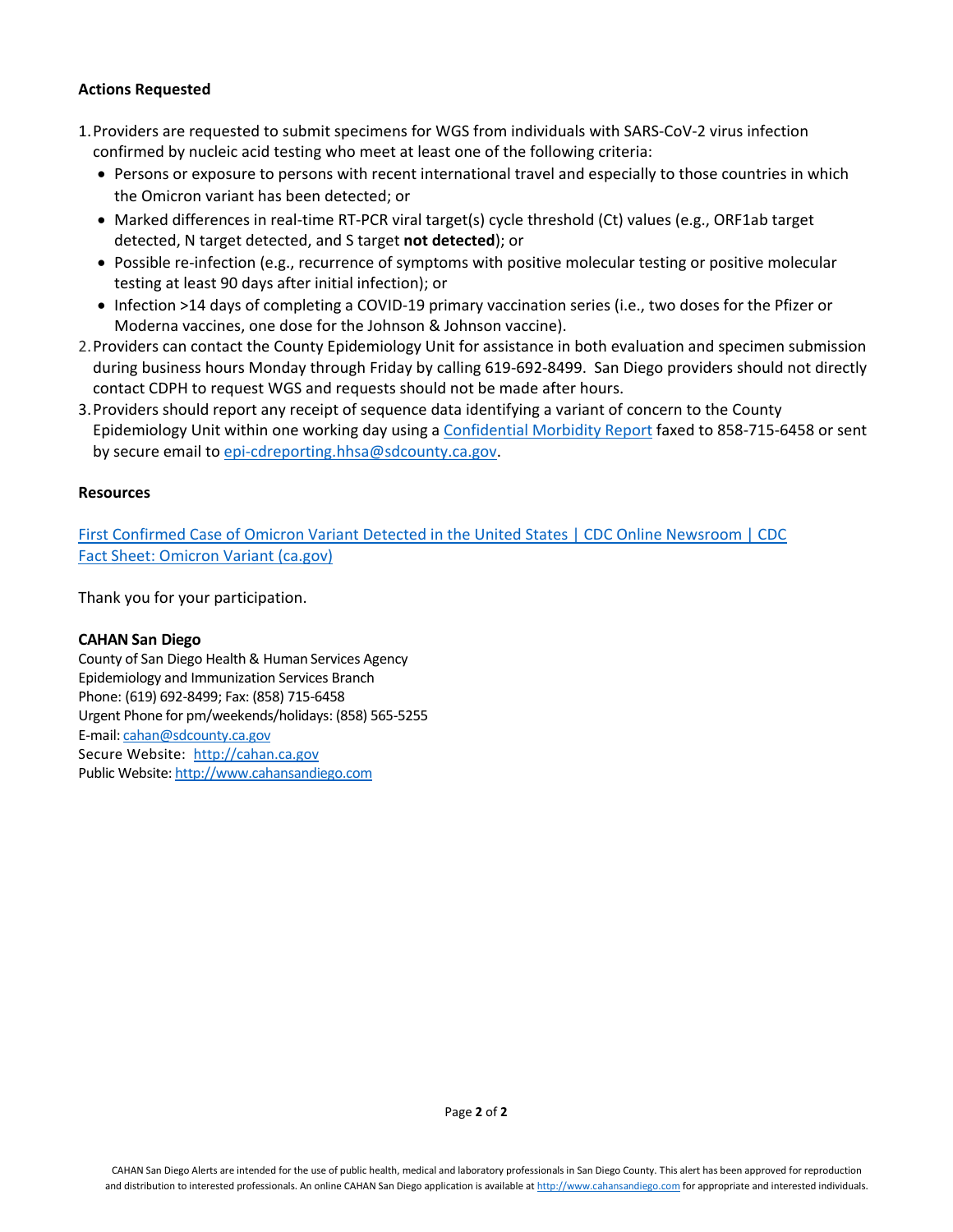## Actions Requested

1. Providers are requested to submit specimens for WGS from individuals with SARS-CoV-2 virus infection confirmed by nucleic acid testing who meet at least one of the following criteria:
   - Persons or exposure to persons with recent international travel and especially to those countries in which the Omicron variant has been detected; or
   - Marked differences in real-time RT-PCR viral target(s) cycle threshold (Ct) values (e.g., ORF1ab target detected, N target detected, and S target **not detected**); or
   - Possible re-infection (e.g., recurrence of symptoms with positive molecular testing or positive molecular testing at least 90 days after initial infection); or
   - Infection >14 days of completing a COVID-19 primary vaccination series (i.e., two doses for the Pfizer or Moderna vaccines, one dose for the Johnson & Johnson vaccine).
2. Providers can contact the County Epidemiology Unit for assistance in both evaluation and specimen submission during business hours Monday through Friday by calling 619-692-8499. San Diego providers should not directly contact CDPH to request WGS and requests should not be made after hours.
3. Providers should report any receipt of sequence data identifying a variant of concern to the County Epidemiology Unit within one working day using a Confidential Morbidity Report faxed to 858-715-6458 or sent by secure email to epi-cdreporting.hhsa@sdcounty.ca.gov.

## Resources

First Confirmed Case of Omicron Variant Detected in the United States | CDC Online Newsroom | CDC
Fact Sheet: Omicron Variant (ca.gov)

Thank you for your participation.

**CAHAN San Diego**
County of San Diego Health & Human Services Agency
Epidemiology and Immunization Services Branch
Phone: (619) 692-8499; Fax: (858) 715-6458
Urgent Phone for pm/weekends/holidays: (858) 565-5255
E-mail: cahan@sdcounty.ca.gov
Secure Website: http://cahan.ca.gov
Public Website: http://www.cahansandiego.com

CAHAN San Diego Alerts are intended for the use of public health, medical and laboratory professionals in San Diego County. This alert has been approved for reproduction and distribution to interested professionals. An online CAHAN San Diego application is available at http://www.cahansandiego.com for appropriate and interested individuals.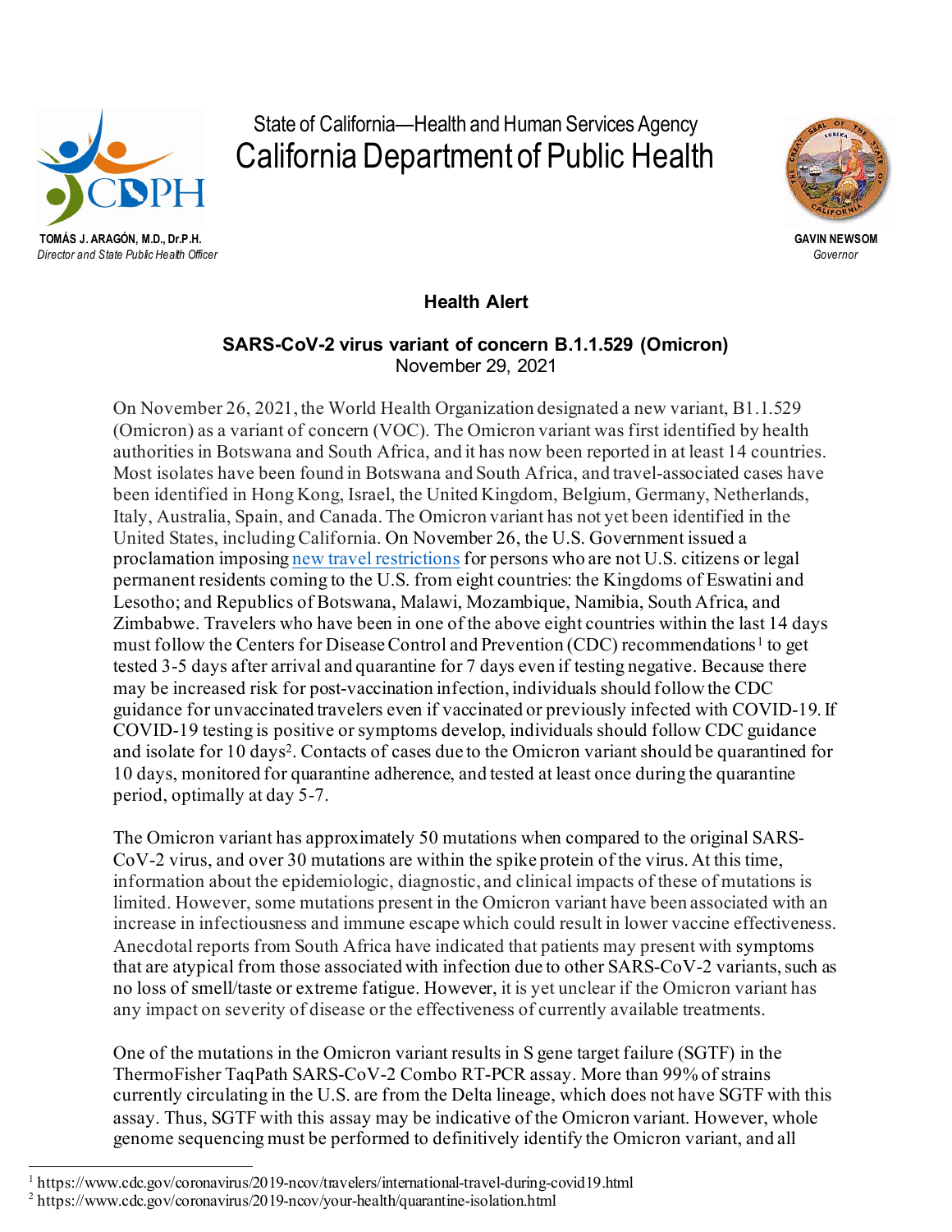State of California—Health and Human Services Agency
California Department of Public Health

**TOMÁS J. ARAGÓN, M.D., Dr.P.H.**
*Director and State Public Health Officer*

**GAVIN NEWSOM**
*Governor*

## Health Alert

### SARS-CoV-2 virus variant of concern B.1.1.529 (Omicron)

November 29, 2021

On November 26, 2021, the World Health Organization designated a new variant, B1.1.529 (Omicron) as a variant of concern (VOC). The Omicron variant was first identified by health authorities in Botswana and South Africa, and it has now been reported in at least 14 countries. Most isolates have been found in Botswana and South Africa, and travel-associated cases have been identified in Hong Kong, Israel, the United Kingdom, Belgium, Germany, Netherlands, Italy, Australia, Spain, and Canada. The Omicron variant has not yet been identified in the United States, including California. On November 26, the U.S. Government issued a proclamation imposing new travel restrictions for persons who are not U.S. citizens or legal permanent residents coming to the U.S. from eight countries: the Kingdoms of Eswatini and Lesotho; and Republics of Botswana, Malawi, Mozambique, Namibia, South Africa, and Zimbabwe. Travelers who have been in one of the above eight countries within the last 14 days must follow the Centers for Disease Control and Prevention (CDC) recommendations[1] to get tested 3-5 days after arrival and quarantine for 7 days even if testing negative. Because there may be increased risk for post-vaccination infection, individuals should follow the CDC guidance for unvaccinated travelers even if vaccinated or previously infected with COVID-19. If COVID-19 testing is positive or symptoms develop, individuals should follow CDC guidance and isolate for 10 days[2]. Contacts of cases due to the Omicron variant should be quarantined for 10 days, monitored for quarantine adherence, and tested at least once during the quarantine period, optimally at day 5-7.

The Omicron variant has approximately 50 mutations when compared to the original SARS-CoV-2 virus, and over 30 mutations are within the spike protein of the virus. At this time, information about the epidemiologic, diagnostic, and clinical impacts of these of mutations is limited. However, some mutations present in the Omicron variant have been associated with an increase in infectiousness and immune escape which could result in lower vaccine effectiveness. Anecdotal reports from South Africa have indicated that patients may present with symptoms that are atypical from those associated with infection due to other SARS-CoV-2 variants, such as no loss of smell/taste or extreme fatigue. However, it is yet unclear if the Omicron variant has any impact on severity of disease or the effectiveness of currently available treatments.

One of the mutations in the Omicron variant results in S gene target failure (SGTF) in the ThermoFisher TaqPath SARS-CoV-2 Combo RT-PCR assay. More than 99% of strains currently circulating in the U.S. are from the Delta lineage, which does not have SGTF with this assay. Thus, SGTF with this assay may be indicative of the Omicron variant. However, whole genome sequencing must be performed to definitively identify the Omicron variant, and all

---

[1] https://www.cdc.gov/coronavirus/2019-ncov/travelers/international-travel-during-covid19.html
[2] https://www.cdc.gov/coronavirus/2019-ncov/your-health/quarantine-isolation.html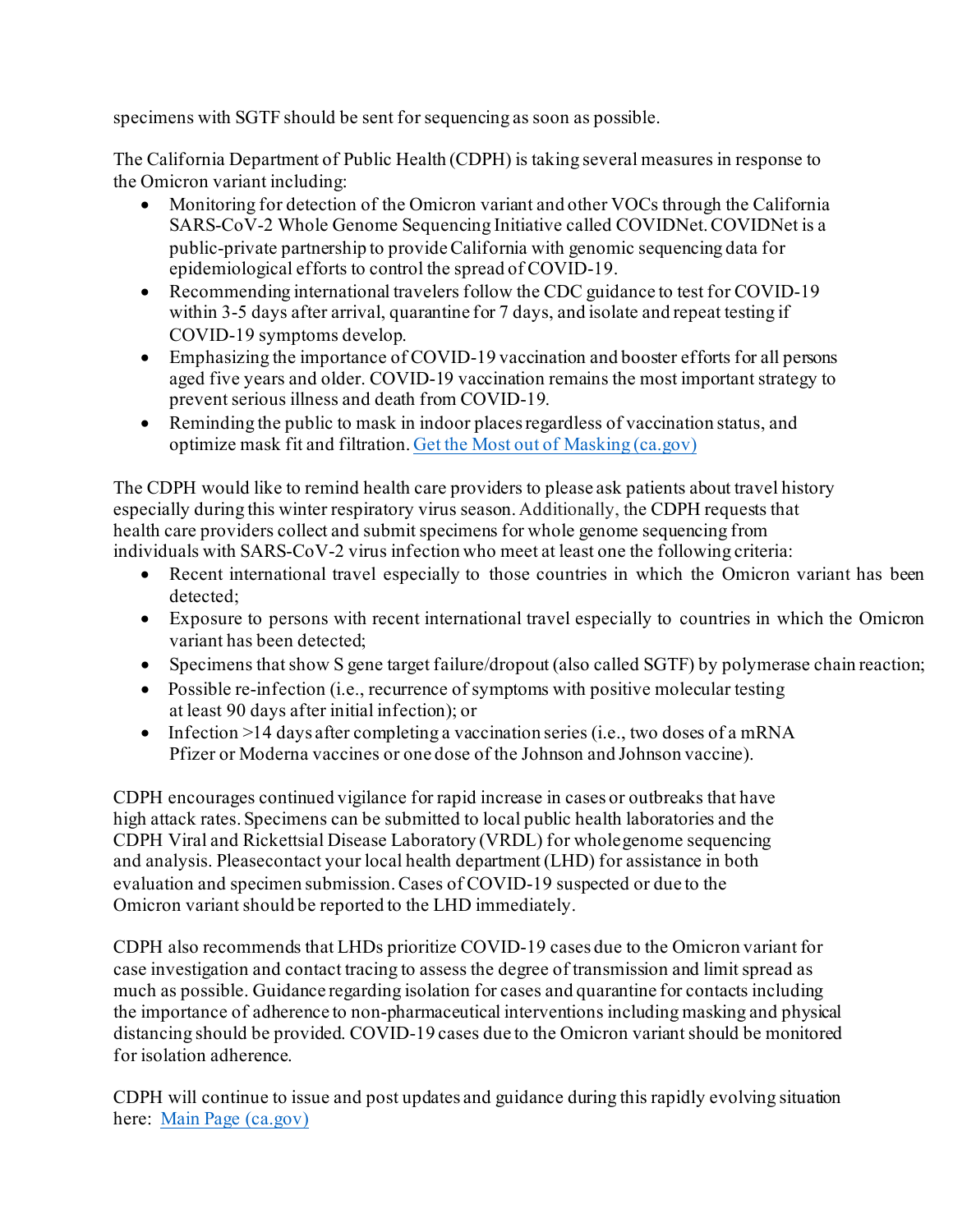specimens with SGTF should be sent for sequencing as soon as possible.

The California Department of Public Health (CDPH) is taking several measures in response to the Omicron variant including:

- Monitoring for detection of the Omicron variant and other VOCs through the California SARS-CoV-2 Whole Genome Sequencing Initiative called COVIDNet. COVIDNet is a public-private partnership to provide California with genomic sequencing data for epidemiological efforts to control the spread of COVID-19.
- Recommending international travelers follow the CDC guidance to test for COVID-19 within 3-5 days after arrival, quarantine for 7 days, and isolate and repeat testing if COVID-19 symptoms develop.
- Emphasizing the importance of COVID-19 vaccination and booster efforts for all persons aged five years and older. COVID-19 vaccination remains the most important strategy to prevent serious illness and death from COVID-19.
- Reminding the public to mask in indoor places regardless of vaccination status, and optimize mask fit and filtration. [Get the Most out of Masking (ca.gov)]

The CDPH would like to remind health care providers to please ask patients about travel history especially during this winter respiratory virus season. Additionally, the CDPH requests that health care providers collect and submit specimens for whole genome sequencing from individuals with SARS-CoV-2 virus infection who meet at least one the following criteria:

- Recent international travel especially to those countries in which the Omicron variant has been detected;
- Exposure to persons with recent international travel especially to countries in which the Omicron variant has been detected;
- Specimens that show S gene target failure/dropout (also called SGTF) by polymerase chain reaction;
- Possible re-infection (i.e., recurrence of symptoms with positive molecular testing at least 90 days after initial infection); or
- Infection >14 days after completing a vaccination series (i.e., two doses of a mRNA Pfizer or Moderna vaccines or one dose of the Johnson and Johnson vaccine).

CDPH encourages continued vigilance for rapid increase in cases or outbreaks that have high attack rates. Specimens can be submitted to local public health laboratories and the CDPH Viral and Rickettsial Disease Laboratory (VRDL) for whole genome sequencing and analysis. Please contact your local health department (LHD) for assistance in both evaluation and specimen submission. Cases of COVID-19 suspected or due to the Omicron variant should be reported to the LHD immediately.

CDPH also recommends that LHDs prioritize COVID-19 cases due to the Omicron variant for case investigation and contact tracing to assess the degree of transmission and limit spread as much as possible. Guidance regarding isolation for cases and quarantine for contacts including the importance of adherence to non-pharmaceutical interventions including masking and physical distancing should be provided. COVID-19 cases due to the Omicron variant should be monitored for isolation adherence.

CDPH will continue to issue and post updates and guidance during this rapidly evolving situation here: [Main Page (ca.gov)]